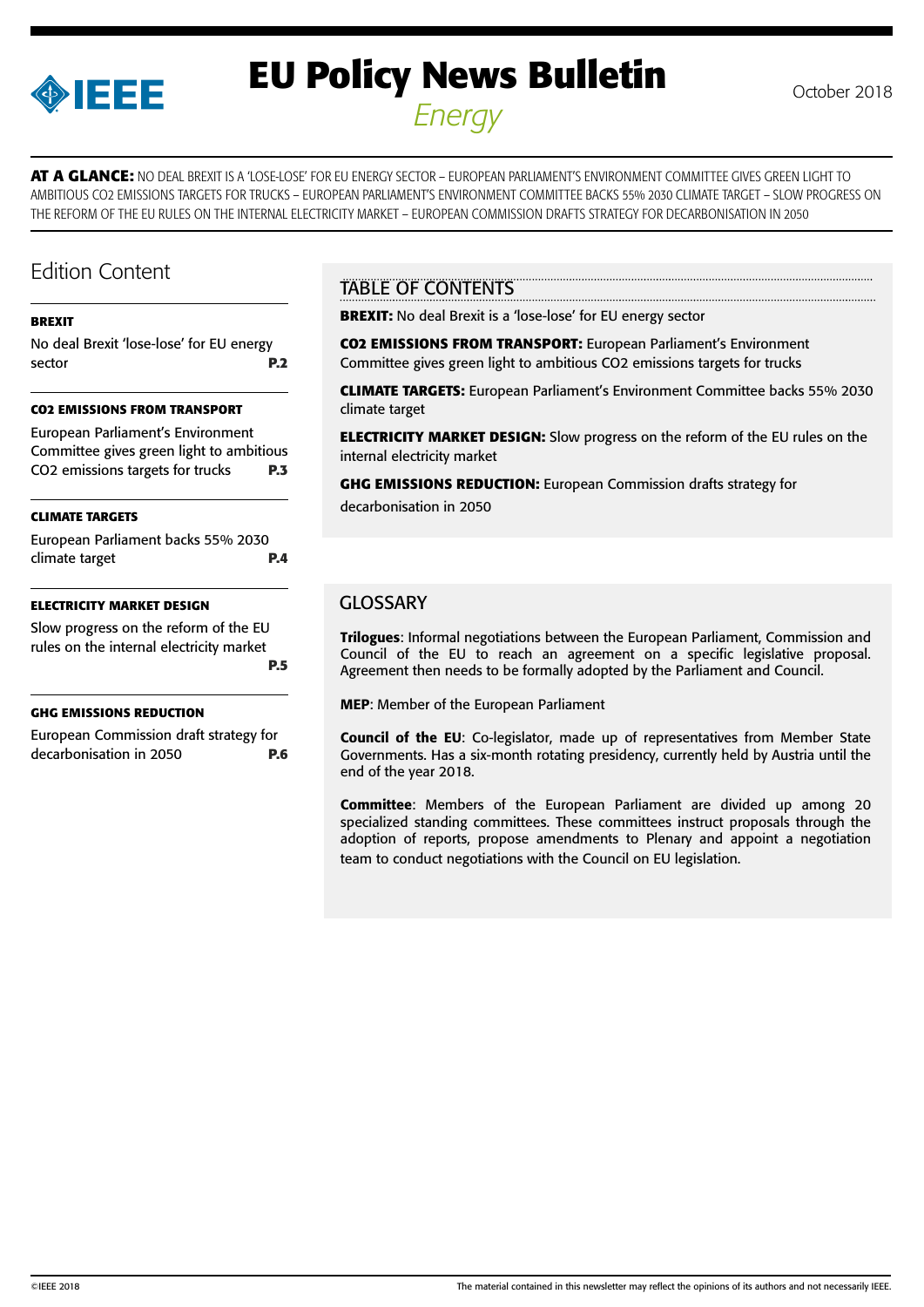# EU Policy News Bulletin

*Energy*

October 2018

**AT A GLANCE:** NO DEAL BREXIT IS A 'LOSE-LOSE' FOR EU ENERGY SECTOR – EUROPEAN PARLIAMENT'S ENVIRONMENT COMMITTEE GIVES GREEN LIGHT TO AMBITIOUS CO2 EMISSIONS TARGETS FOR TRUCKS – EUROPEAN PARLIAMENT'S ENVIRONMENT COMMITTEE BACKS 55% 2030 CLIMATE TARGET – SLOW PROGRESS ON THE REFORM OF THE EU RULES ON THE INTERNAL ELECTRICITY MARKET – EUROPEAN COMMISSION DRAFTS STRATEGY FOR DECARBONISATION IN 2050

## Edition Content

**BREXIT**

No deal Brexit 'lose-lose' for EU energy sector **P.2**

**CO2 EMISSIONS FROM TRANSPORT**

European Parliament's Environment Committee gives green light to ambitious CO2 emissions targets for trucks **P.3**

**CLIMATE TARGETS**

European Parliament backs 55% 2030 climate target **P.4**

**ELECTRICITY MARKET DESIGN**

Slow progress on the reform of the EU rules on the internal electricity market **P.5**

**GHG EMISSIONS REDUCTION**

European Commission draft strategy for decarbonisation in 2050 **P.6**

## TABLE OF CONTENTS

**BREXIT:** No deal Brexit is a 'lose-lose' for EU energy sector

**CO2 EMISSIONS FROM TRANSPORT:** European Parliament's Environment Committee gives green light to ambitious CO2 emissions targets for trucks

**CLIMATE TARGETS:** European Parliament's Environment Committee backs 55% 2030 climate target

**ELECTRICITY MARKET DESIGN:** Slow progress on the reform of the EU rules on the internal electricity market

**GHG EMISSIONS REDUCTION:** European Commission drafts strategy for decarbonisation in 2050

## GLOSSARY

**Trilogues**: Informal negotiations between the European Parliament, Commission and Council of the EU to reach an agreement on a specific legislative proposal. Agreement then needs to be formally adopted by the Parliament and Council.

**MEP**: Member of the European Parliament

**Council of the EU**: Co-legislator, made up of representatives from Member State Governments. Has a six-month rotating presidency, currently held by Austria until the end of the year 2018.

**Committee**: Members of the European Parliament are divided up among 20 specialized standing committees. These committees instruct proposals through the adoption of reports, propose amendments to Plenary and appoint a negotiation team to conduct negotiations with the Council on EU legislation.

©IEEE 2018 The material contained in this newsletter may reflect the opinions of its authors and not necessarily IEEE.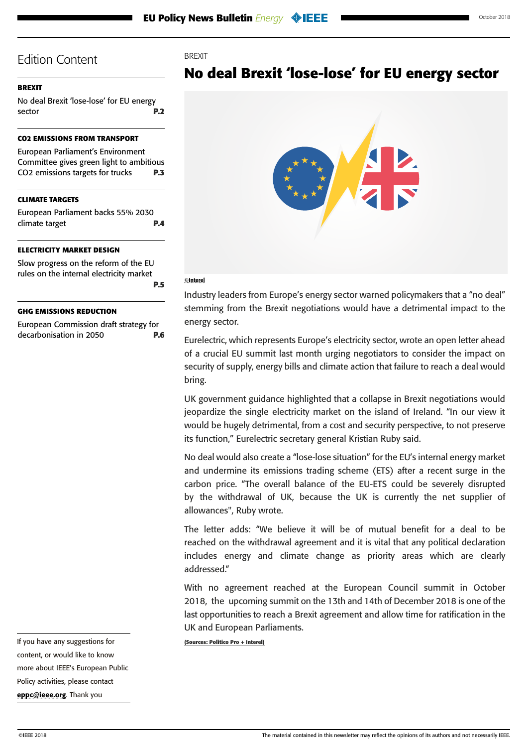## Edition Content

**BREXIT**

No deal Brexit 'lose-lose' for EU energy sector **P.2**

**CO2 EMISSIONS FROM TRANSPORT**

European Parliament's Environment Committee gives green light to ambitious CO2 emissions targets for trucks **P.3**

**CLIMATE TARGETS**

European Parliament backs 55% 2030 climate target **P.4**

**ELECTRICITY MARKET DESIGN**

Slow progress on the reform of the EU rules on the internal electricity market **P.5**

**GHG EMISSIONS REDUCTION**

European Commission draft strategy for decarbonisation in 2050 **P.6**

If you have any suggestions for content, or would like to know more about IEEE's European Public Policy activities, please contact **eppc@ieee.org**. Thank you

BREXIT

# No deal Brexit 'lose-lose' for EU energy sector

©Interel

Industry leaders from Europe's energy sector warned policymakers that a "no deal" stemming from the Brexit negotiations would have a detrimental impact to the energy sector.

Eurelectric, which represents Europe's electricity sector, wrote an open letter ahead of a crucial EU summit last month urging negotiators to consider the impact on security of supply, energy bills and climate action that failure to reach a deal would bring.

UK government guidance highlighted that a collapse in Brexit negotiations would jeopardize the single electricity market on the island of Ireland. "In our view it would be hugely detrimental, from a cost and security perspective, to not preserve its function," Eurelectric secretary general Kristian Ruby said.

No deal would also create a "lose-lose situation" for the EU's internal energy market and undermine its emissions trading scheme (ETS) after a recent surge in the carbon price. "The overall balance of the EU-ETS could be severely disrupted by the withdrawal of UK, because the UK is currently the net supplier of allowances", Ruby wrote.

The letter adds: "We believe it will be of mutual benefit for a deal to be reached on the withdrawal agreement and it is vital that any political declaration includes energy and climate change as priority areas which are clearly addressed."

With no agreement reached at the European Council summit in October 2018, the upcoming summit on the 13th and 14th of December 2018 is one of the last opportunities to reach a Brexit agreement and allow time for ratification in the UK and European Parliaments.

(Sources: Politico Pro + Interel)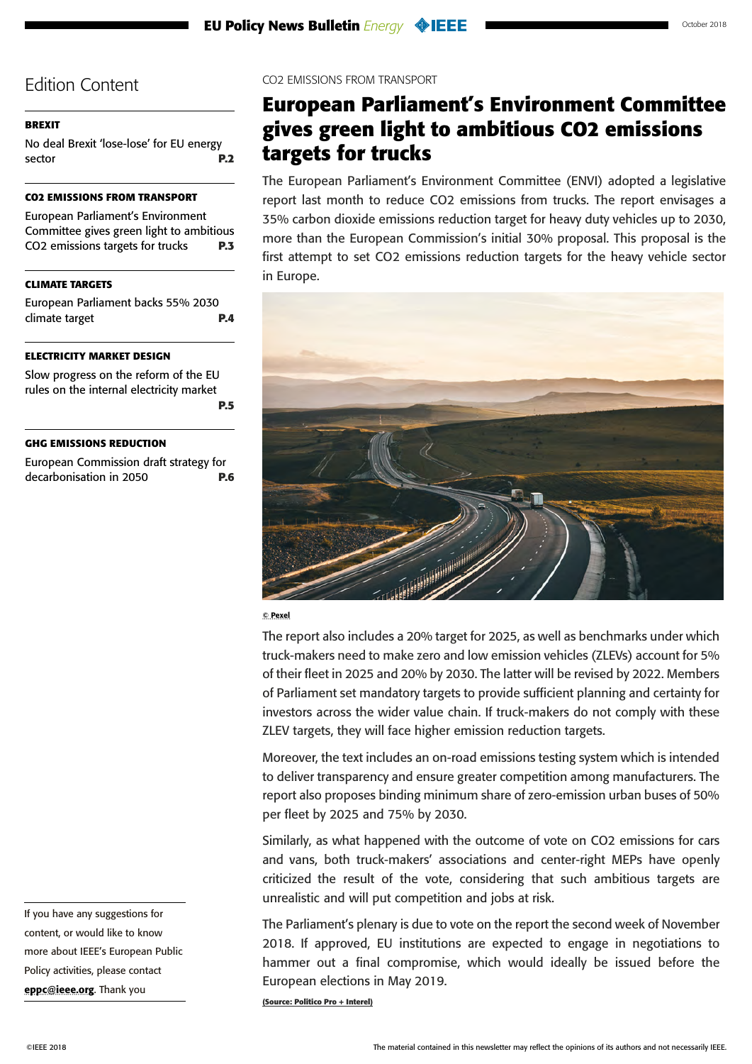## Edition Content

**BREXIT**

No deal Brexit 'lose-lose' for EU energy sector **P.2**

**CO2 EMISSIONS FROM TRANSPORT**

European Parliament's Environment Committee gives green light to ambitious CO2 emissions targets for trucks **P.3**

**CLIMATE TARGETS**

European Parliament backs 55% 2030 climate target **P.4**

**ELECTRICITY MARKET DESIGN**

Slow progress on the reform of the EU rules on the internal electricity market **P.5**

**GHG EMISSIONS REDUCTION**

European Commission draft strategy for decarbonisation in 2050 **P.6**

If you have any suggestions for content, or would like to know more about IEEE's European Public Policy activities, please contact **eppc@ieee.org**. Thank you

CO2 EMISSIONS FROM TRANSPORT

# European Parliament's Environment Committee gives green light to ambitious CO2 emissions targets for trucks

The European Parliament's Environment Committee (ENVI) adopted a legislative report last month to reduce CO2 emissions from trucks. The report envisages a 35% carbon dioxide emissions reduction target for heavy duty vehicles up to 2030, more than the European Commission's initial 30% proposal. This proposal is the first attempt to set CO2 emissions reduction targets for the heavy vehicle sector in Europe.

© Pexel

The report also includes a 20% target for 2025, as well as benchmarks under which truck-makers need to make zero and low emission vehicles (ZLEVs) account for 5% of their fleet in 2025 and 20% by 2030. The latter will be revised by 2022. Members of Parliament set mandatory targets to provide sufficient planning and certainty for investors across the wider value chain. If truck-makers do not comply with these ZLEV targets, they will face higher emission reduction targets.

Moreover, the text includes an on-road emissions testing system which is intended to deliver transparency and ensure greater competition among manufacturers. The report also proposes binding minimum share of zero-emission urban buses of 50% per fleet by 2025 and 75% by 2030.

Similarly, as what happened with the outcome of vote on CO2 emissions for cars and vans, both truck-makers' associations and center-right MEPs have openly criticized the result of the vote, considering that such ambitious targets are unrealistic and will put competition and jobs at risk.

The Parliament's plenary is due to vote on the report the second week of November 2018. If approved, EU institutions are expected to engage in negotiations to hammer out a final compromise, which would ideally be issued before the European elections in May 2019.

**(Source: Politico Pro + Interel)**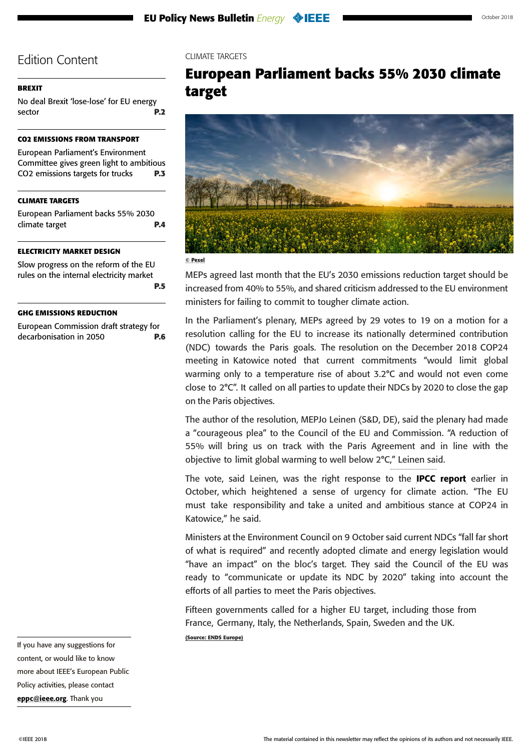## Edition Content

**BREXIT**

No deal Brexit 'lose-lose' for EU energy sector **P.2**

**CO2 EMISSIONS FROM TRANSPORT**

European Parliament's Environment Committee gives green light to ambitious $CO_2$ emissions targets for trucks **P.3**

**CLIMATE TARGETS**

European Parliament backs 55% 2030 climate target **P.4**

**ELECTRICITY MARKET DESIGN**

Slow progress on the reform of the EU rules on the internal electricity market **P.5**

**GHG EMISSIONS REDUCTION**

European Commission draft strategy for decarbonisation in 2050 **P.6**

If you have any suggestions for content, or would like to know more about IEEE's European Public Policy activities, please contact **eppc@ieee.org**. Thank you

CLIMATE TARGETS

# European Parliament backs 55% 2030 climate target

© Pexel

MEPs agreed last month that the EU's 2030 emissions reduction target should be increased from 40% to 55%, and shared criticism addressed to the EU environment ministers for failing to commit to tougher climate action.

In the Parliament's plenary, MEPs agreed by 29 votes to 19 on a motion for a resolution calling for the EU to increase its nationally determined contribution (NDC) towards the Paris goals. The resolution on the December 2018 COP24 meeting in Katowice noted that current commitments "would limit global warming only to a temperature rise of about 3.2°C and would not even come close to 2°C". It called on all parties to update their NDCs by 2020 to close the gap on the Paris objectives.

The author of the resolution, MEPJo Leinen (S&D, DE), said the plenary had made a "courageous plea" to the Council of the EU and Commission. "A reduction of 55% will bring us on track with the Paris Agreement and in line with the objective to limit global warming to well below 2°C," Leinen said.

The vote, said Leinen, was the right response to the **IPCC report** earlier in October, which heightened a sense of urgency for climate action. "The EU must take responsibility and take a united and ambitious stance at COP24 in Katowice," he said.

Ministers at the Environment Council on 9 October said current NDCs "fall far short of what is required" and recently adopted climate and energy legislation would "have an impact" on the bloc's target. They said the Council of the EU was ready to "communicate or update its NDC by 2020" taking into account the efforts of all parties to meet the Paris objectives.

Fifteen governments called for a higher EU target, including those from France, Germany, Italy, the Netherlands, Spain, Sweden and the UK.

**(Source: ENDS Europe)**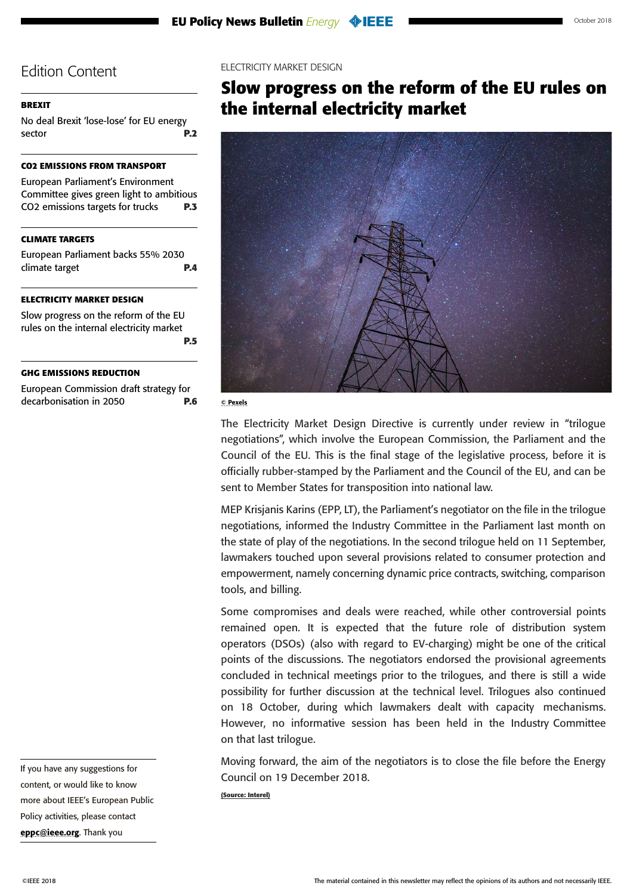## Edition Content

**BREXIT**

No deal Brexit 'lose-lose' for EU energy sector **P.2**

**CO2 EMISSIONS FROM TRANSPORT**

European Parliament's Environment Committee gives green light to ambitious CO2 emissions targets for trucks **P.3**

**CLIMATE TARGETS**

European Parliament backs 55% 2030 climate target **P.4**

**ELECTRICITY MARKET DESIGN**

Slow progress on the reform of the EU rules on the internal electricity market **P.5**

**GHG EMISSIONS REDUCTION**

European Commission draft strategy for decarbonisation in 2050 **P.6**

If you have any suggestions for content, or would like to know more about IEEE's European Public Policy activities, please contact **eppc@ieee.org**. Thank you

ELECTRICITY MARKET DESIGN

# Slow progress on the reform of the EU rules on the internal electricity market

© Pexels

The Electricity Market Design Directive is currently under review in "trilogue negotiations", which involve the European Commission, the Parliament and the Council of the EU. This is the final stage of the legislative process, before it is officially rubber-stamped by the Parliament and the Council of the EU, and can be sent to Member States for transposition into national law.

MEP Krisjanis Karins (EPP, LT), the Parliament's negotiator on the file in the trilogue negotiations, informed the Industry Committee in the Parliament last month on the state of play of the negotiations. In the second trilogue held on 11 September, lawmakers touched upon several provisions related to consumer protection and empowerment, namely concerning dynamic price contracts, switching, comparison tools, and billing.

Some compromises and deals were reached, while other controversial points remained open. It is expected that the future role of distribution system operators (DSOs) (also with regard to EV-charging) might be one of the critical points of the discussions. The negotiators endorsed the provisional agreements concluded in technical meetings prior to the trilogues, and there is still a wide possibility for further discussion at the technical level. Trilogues also continued on 18 October, during which lawmakers dealt with capacity mechanisms. However, no informative session has been held in the Industry Committee on that last trilogue.

Moving forward, the aim of the negotiators is to close the file before the Energy Council on 19 December 2018.

(Source: Interel)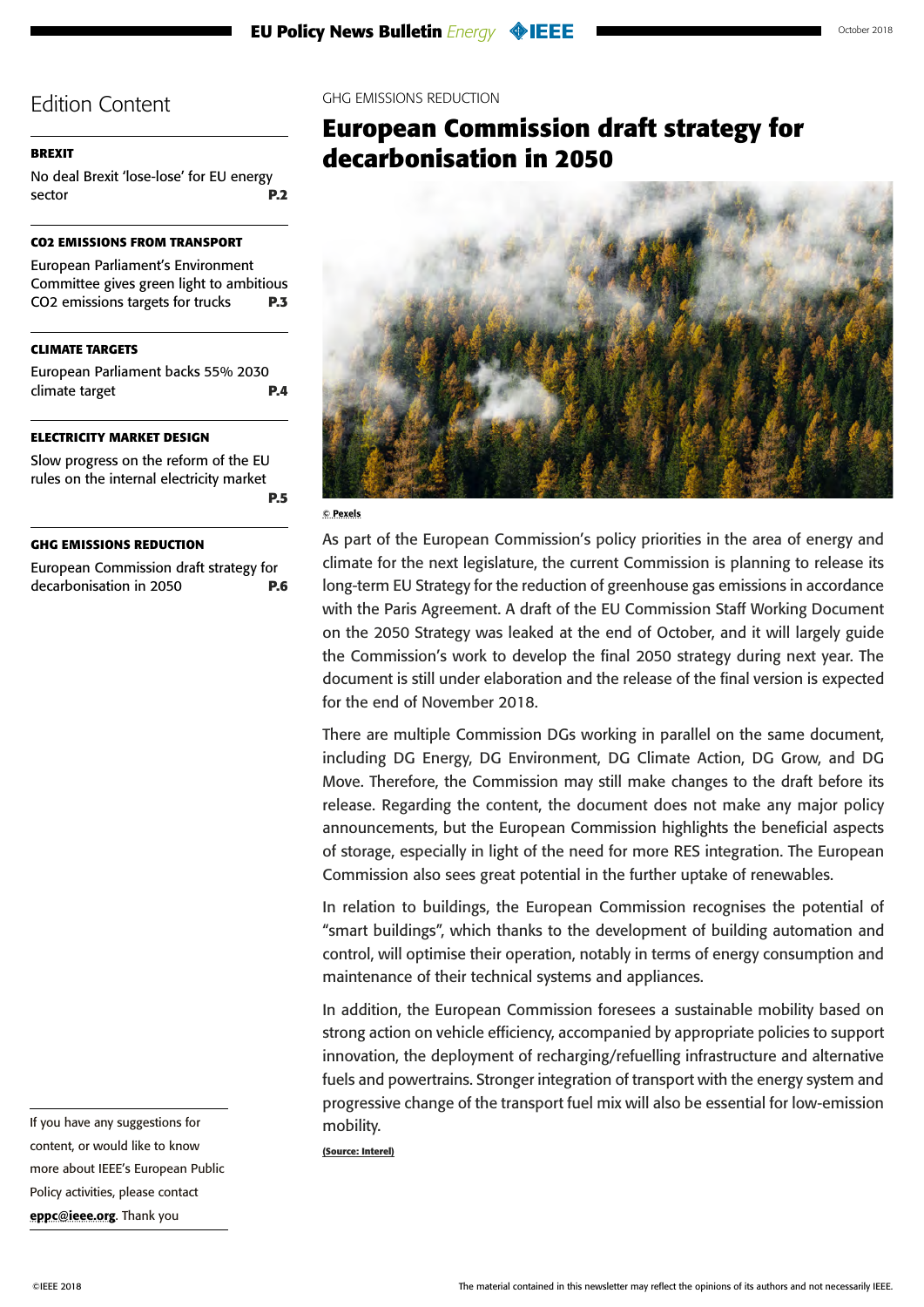## Edition Content

**BREXIT**

No deal Brexit 'lose-lose' for EU energy sector **P.2**

**CO2 EMISSIONS FROM TRANSPORT**

European Parliament's Environment Committee gives green light to ambitious CO2 emissions targets for trucks **P.3**

**CLIMATE TARGETS**

European Parliament backs 55% 2030 climate target **P.4**

**ELECTRICITY MARKET DESIGN**

Slow progress on the reform of the EU rules on the internal electricity market **P.5**

**GHG EMISSIONS REDUCTION**

European Commission draft strategy for decarbonisation in 2050 **P.6**

If you have any suggestions for content, or would like to know more about IEEE's European Public Policy activities, please contact **eppc@ieee.org**. Thank you

GHG EMISSIONS REDUCTION

# European Commission draft strategy for decarbonisation in 2050

© Pexels

As part of the European Commission's policy priorities in the area of energy and climate for the next legislature, the current Commission is planning to release its long-term EU Strategy for the reduction of greenhouse gas emissions in accordance with the Paris Agreement. A draft of the EU Commission Staff Working Document on the 2050 Strategy was leaked at the end of October, and it will largely guide the Commission's work to develop the final 2050 strategy during next year. The document is still under elaboration and the release of the final version is expected for the end of November 2018.

There are multiple Commission DGs working in parallel on the same document, including DG Energy, DG Environment, DG Climate Action, DG Grow, and DG Move. Therefore, the Commission may still make changes to the draft before its release. Regarding the content, the document does not make any major policy announcements, but the European Commission highlights the beneficial aspects of storage, especially in light of the need for more RES integration. The European Commission also sees great potential in the further uptake of renewables.

In relation to buildings, the European Commission recognises the potential of "smart buildings", which thanks to the development of building automation and control, will optimise their operation, notably in terms of energy consumption and maintenance of their technical systems and appliances.

In addition, the European Commission foresees a sustainable mobility based on strong action on vehicle efficiency, accompanied by appropriate policies to support innovation, the deployment of recharging/refuelling infrastructure and alternative fuels and powertrains. Stronger integration of transport with the energy system and progressive change of the transport fuel mix will also be essential for low-emission mobility.

**(Source: Interel)**